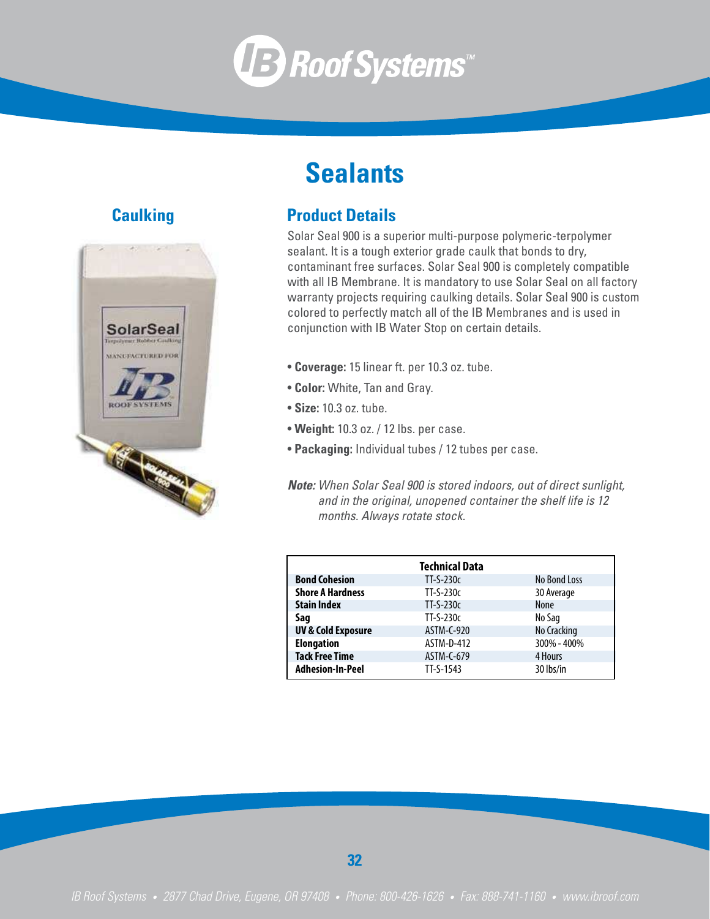# Sealants

## Caulking

## Product Details

Solar Seal 900 is a superior multi-purpose polymeric-terpolymer sealant. It is a tough exterior grade caulk that bonds to dry, contaminant free surfaces. Solar Seal 900 is completely compatible with all IB Membrane. It is mandatory to use Solar Seal on all factory warranty projects requiring caulking details. Solar Seal 900 is custom colored to perfectly match all of the IB Membranes and is used in conjunction with IB Water Stop on certain details.

- **Coverage:** 15 linear ft. per 10.3 oz. tube.
- **Color:** White, Tan and Gray.
- **Size:** 10.3 oz. tube.
- **Weight:** 10.3 oz. / 12 lbs. per case.
- **Packaging:** Individual tubes / 12 tubes per case.

***Note:*** *When Solar Seal 900 is stored indoors, out of direct sunlight, and in the original, unopened container the shelf life is 12 months. Always rotate stock.*

| Technical Data | | |
|---|---|---|
| **Bond Cohesion** | TT-S-230c | No Bond Loss |
| **Shore A Hardness** | TT-S-230c | 30 Average |
| **Stain Index** | TT-S-230c | None |
| **Sag** | TT-S-230c | No Sag |
| **UV & Cold Exposure** | ASTM-C-920 | No Cracking |
| **Elongation** | ASTM-D-412 | 300% - 400% |
| **Tack Free Time** | ASTM-C-679 | 4 Hours |
| **Adhesion-In-Peel** | TT-S-1543 | 30 lbs/in |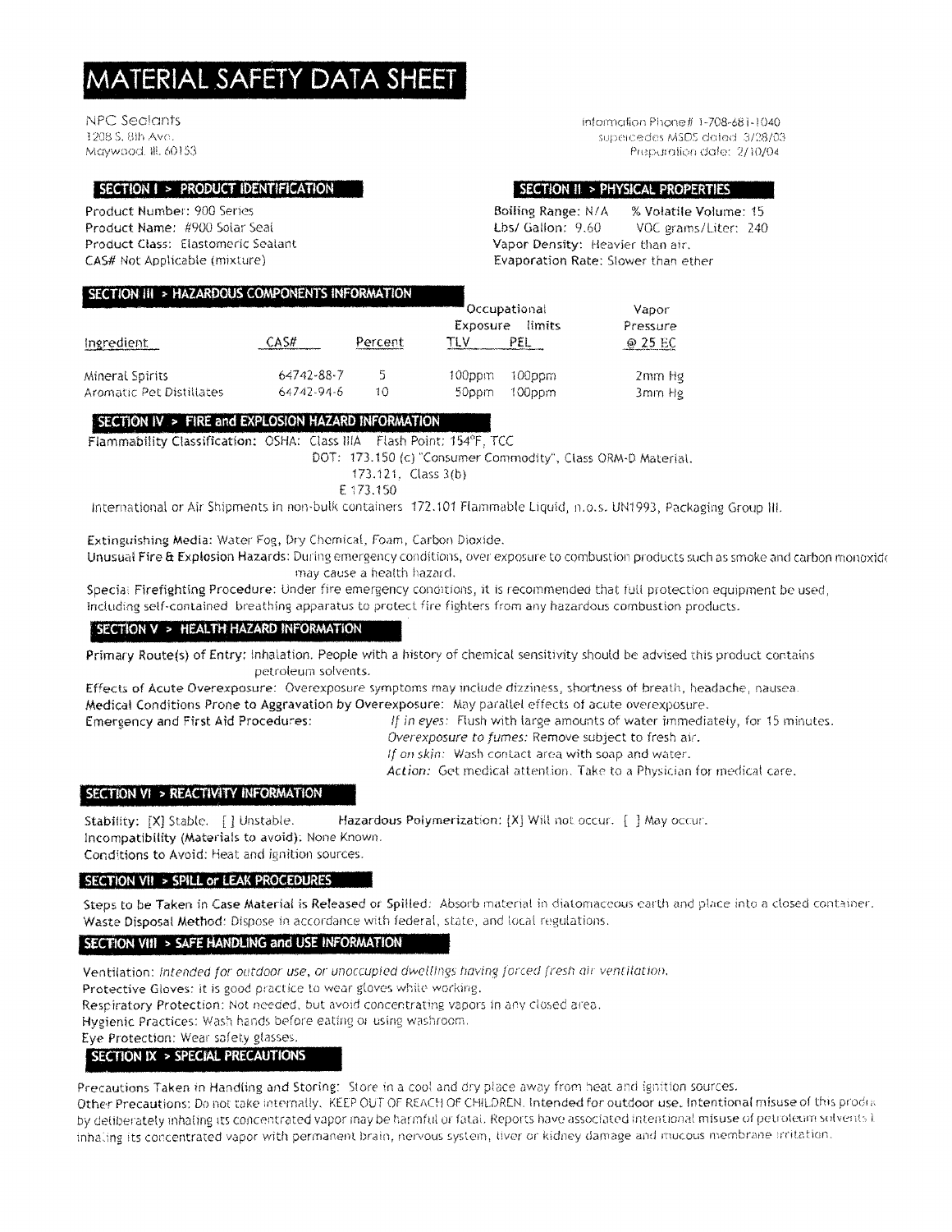# MATERIAL SAFETY DATA SHEET

NPC Sealants
1208 S. 8th Ave.
Maywood, Ill. 60153

Information Phone# 1-708-681-1040
supercedes MSDS dated 3/28/03
Preparation date: 2/10/04

## SECTION I > PRODUCT IDENTIFICATION

**Product Number:** 900 Series
**Product Name:** #900 Solar Seal
**Product Class:** Elastomeric Sealant
**CAS#** Not Applicable (mixture)

## SECTION II > PHYSICAL PROPERTIES

**Boiling Range:** N/A **% Volatile Volume:** 15
**Lbs/ Gallon:** 9.60 **VOC grams/Liter:** 240
**Vapor Density:** Heavier than air.
**Evaporation Rate:** Slower than ether

## SECTION III > HAZARDOUS COMPONENTS INFORMATION

| Ingredient | CAS# | Percent | Occupational Exposure limits TLV | PEL | Vapor Pressure @ 25 EC |
|---|---|---|---|---|---|
| Mineral Spirits | 64742-88-7 | 5 | 100ppm | 100ppm | 2mm Hg |
| Aromatic Pet Distillates | 64742-94-6 | 10 | 50ppm | 100ppm | 3mm Hg |

## SECTION IV > FIRE and EXPLOSION HAZARD INFORMATION

**Flammability Classification:** OSHA: Class IIIA Flash Point: 154°F, TCC
DOT: 173.150 (c) "Consumer Commodity", Class ORM-D Material.
173.121, Class 3(b)
E 173.150
International or Air Shipments in non-bulk containers 172.101 Flammable Liquid, n.o.s. UN1993, Packaging Group III.

**Extinguishing Media:** Water Fog, Dry Chemical, Foam, Carbon Dioxide.
**Unusual Fire & Explosion Hazards:** During emergency conditions, over exposure to combustion products such as smoke and carbon monoxide may cause a health hazard.
**Special Firefighting Procedure:** Under fire emergency conditions, it is recommended that full protection equipment be used, including self-contained breathing apparatus to protect fire fighters from any hazardous combustion products.

## SECTION V > HEALTH HAZARD INFORMATION

**Primary Route(s) of Entry:** Inhalation. People with a history of chemical sensitivity should be advised this product contains petroleum solvents.
**Effects of Acute Overexposure:** Overexposure symptoms may include dizziness, shortness of breath, headache, nausea.
**Medical Conditions Prone to Aggravation by Overexposure:** May parallel effects of acute overexposure.
**Emergency and First Aid Procedures:**
*If in eyes:* Flush with large amounts of water immediately, for 15 minutes.
*Overexposure to fumes:* Remove subject to fresh air.
*If on skin:* Wash contact area with soap and water.
*Action:* Get medical attention. Take to a Physician for medical care.

## SECTION VI > REACTIVITY INFORMATION

**Stability:** [X] Stable. [ ] Unstable. **Hazardous Polymerization:** [X] Will not occur. [ ] May occur.
**Incompatibility (Materials to avoid):** None Known.
**Conditions to Avoid:** Heat and ignition sources.

## SECTION VII > SPILL or LEAK PROCEDURES

**Steps to be Taken in Case Material is Released or Spilled:** Absorb material in diatomaceous earth and place into a closed container.
**Waste Disposal Method:** Dispose in accordance with federal, state, and local regulations.

## SECTION VIII > SAFE HANDLING and USE INFORMATION

**Ventilation:** *Intended for outdoor use, or unoccupied dwellings having forced fresh air ventilation.*
**Protective Gloves:** it is good practice to wear gloves while working.
**Respiratory Protection:** Not needed, but avoid concentrating vapors in any closed area.
**Hygienic Practices:** Wash hands before eating or using washroom.
**Eye Protection:** Wear safety glasses.

## SECTION IX > SPECIAL PRECAUTIONS

**Precautions Taken in Handling and Storing:** Store in a cool and dry place away from heat and ignition sources.
**Other Precautions:** Do not take internally. KEEP OUT OF REACH OF CHILDREN. Intended for outdoor use. Intentional misuse of this product by deliberately inhaling its concentrated vapor may be harmful or fatal. Reports have associated intentional misuse of petroleum solvents in inhaling its concentrated vapor with permanent brain, nervous system, liver or kidney damage and mucous membrane irritation.